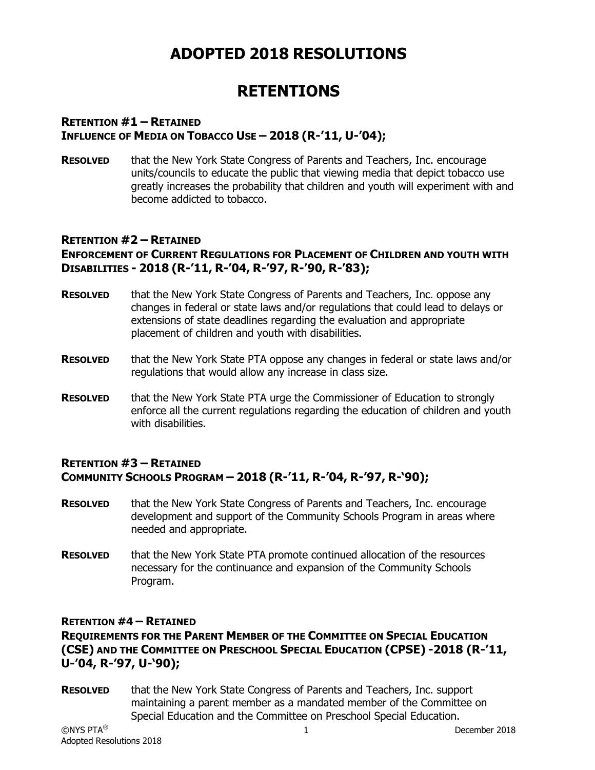# ADOPTED 2018 RESOLUTIONS

# RETENTIONS

### RETENTION #1 – RETAINED
### INFLUENCE OF MEDIA ON TOBACCO USE – 2018 (R-'11, U-'04);

**RESOLVED** that the New York State Congress of Parents and Teachers, Inc. encourage units/councils to educate the public that viewing media that depict tobacco use greatly increases the probability that children and youth will experiment with and become addicted to tobacco.

### RETENTION #2 – RETAINED
### ENFORCEMENT OF CURRENT REGULATIONS FOR PLACEMENT OF CHILDREN AND YOUTH WITH DISABILITIES - 2018 (R-'11, R-'04, R-'97, R-'90, R-'83);

**RESOLVED** that the New York State Congress of Parents and Teachers, Inc. oppose any changes in federal or state laws and/or regulations that could lead to delays or extensions of state deadlines regarding the evaluation and appropriate placement of children and youth with disabilities.

**RESOLVED** that the New York State PTA oppose any changes in federal or state laws and/or regulations that would allow any increase in class size.

**RESOLVED** that the New York State PTA urge the Commissioner of Education to strongly enforce all the current regulations regarding the education of children and youth with disabilities.

### RETENTION #3 – RETAINED
### COMMUNITY SCHOOLS PROGRAM – 2018 (R-'11, R-'04, R-'97, R-'90);

**RESOLVED** that the New York State Congress of Parents and Teachers, Inc. encourage development and support of the Community Schools Program in areas where needed and appropriate.

**RESOLVED** that the New York State PTA promote continued allocation of the resources necessary for the continuance and expansion of the Community Schools Program.

### RETENTION #4 – RETAINED
### REQUIREMENTS FOR THE PARENT MEMBER OF THE COMMITTEE ON SPECIAL EDUCATION (CSE) AND THE COMMITTEE ON PRESCHOOL SPECIAL EDUCATION (CPSE) -2018 (R-'11, U-'04, R-'97, U-'90);

**RESOLVED** that the New York State Congress of Parents and Teachers, Inc. support maintaining a parent member as a mandated member of the Committee on Special Education and the Committee on Preschool Special Education.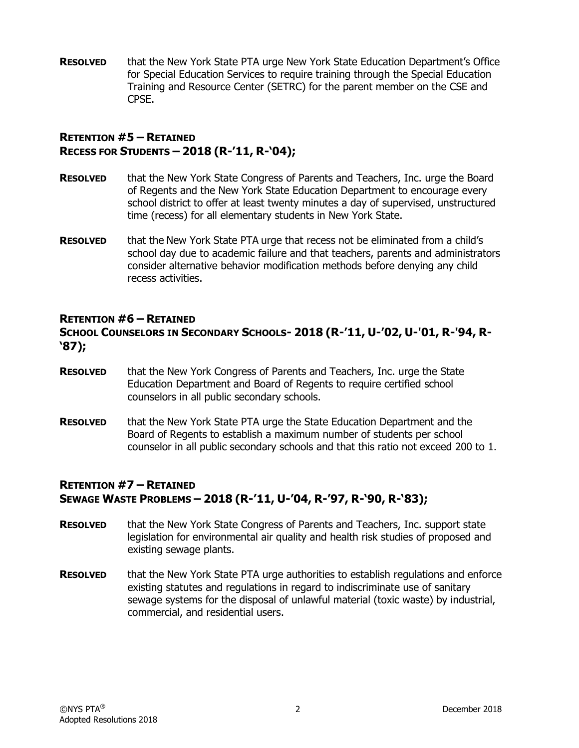**RESOLVED** that the New York State PTA urge New York State Education Department's Office for Special Education Services to require training through the Special Education Training and Resource Center (SETRC) for the parent member on the CSE and CPSE.

## RETENTION #5 – RETAINED
## RECESS FOR STUDENTS – 2018 (R-'11, R-'04);

**RESOLVED** that the New York State Congress of Parents and Teachers, Inc. urge the Board of Regents and the New York State Education Department to encourage every school district to offer at least twenty minutes a day of supervised, unstructured time (recess) for all elementary students in New York State.

**RESOLVED** that the New York State PTA urge that recess not be eliminated from a child's school day due to academic failure and that teachers, parents and administrators consider alternative behavior modification methods before denying any child recess activities.

## RETENTION #6 – RETAINED
## SCHOOL COUNSELORS IN SECONDARY SCHOOLS- 2018 (R-'11, U-'02, U-'01, R-'94, R-'87);

**RESOLVED** that the New York Congress of Parents and Teachers, Inc. urge the State Education Department and Board of Regents to require certified school counselors in all public secondary schools.

**RESOLVED** that the New York State PTA urge the State Education Department and the Board of Regents to establish a maximum number of students per school counselor in all public secondary schools and that this ratio not exceed 200 to 1.

## RETENTION #7 – RETAINED
## SEWAGE WASTE PROBLEMS – 2018 (R-'11, U-'04, R-'97, R-'90, R-'83);

**RESOLVED** that the New York State Congress of Parents and Teachers, Inc. support state legislation for environmental air quality and health risk studies of proposed and existing sewage plants.

**RESOLVED** that the New York State PTA urge authorities to establish regulations and enforce existing statutes and regulations in regard to indiscriminate use of sanitary sewage systems for the disposal of unlawful material (toxic waste) by industrial, commercial, and residential users.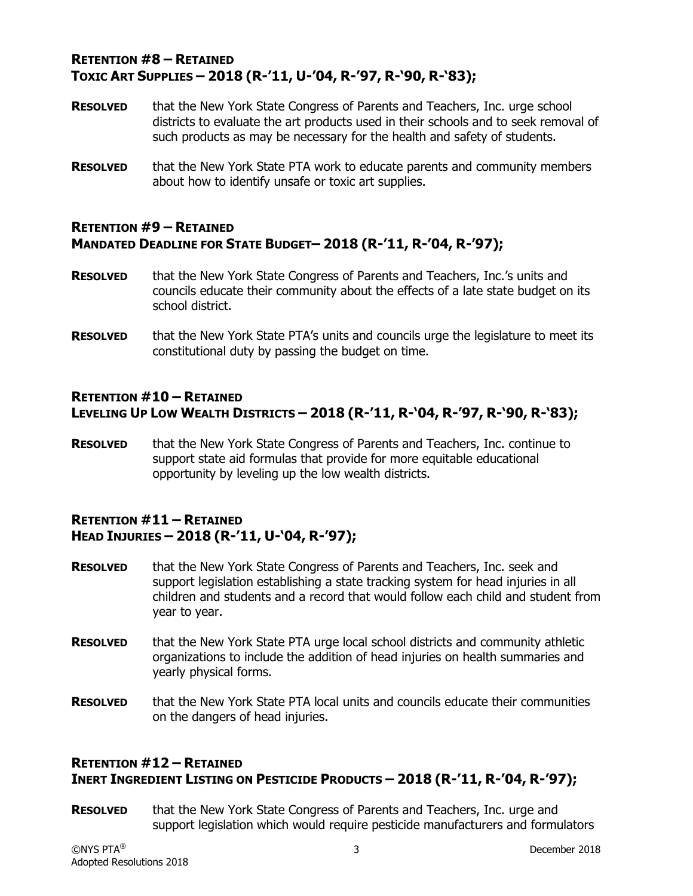### **Retention #8 – Retained**
### **Toxic Art Supplies – 2018 (R-'11, U-'04, R-'97, R-'90, R-'83);**

**Resolved** that the New York State Congress of Parents and Teachers, Inc. urge school districts to evaluate the art products used in their schools and to seek removal of such products as may be necessary for the health and safety of students.

**Resolved** that the New York State PTA work to educate parents and community members about how to identify unsafe or toxic art supplies.

### **Retention #9 – Retained**
### **Mandated Deadline for State Budget– 2018 (R-'11, R-'04, R-'97);**

**Resolved** that the New York State Congress of Parents and Teachers, Inc.'s units and councils educate their community about the effects of a late state budget on its school district.

**Resolved** that the New York State PTA's units and councils urge the legislature to meet its constitutional duty by passing the budget on time.

### **Retention #10 – Retained**
### **Leveling Up Low Wealth Districts – 2018 (R-'11, R-'04, R-'97, R-'90, R-'83);**

**Resolved** that the New York State Congress of Parents and Teachers, Inc. continue to support state aid formulas that provide for more equitable educational opportunity by leveling up the low wealth districts.

### **Retention #11 – Retained**
### **Head Injuries – 2018 (R-'11, U-'04, R-'97);**

**Resolved** that the New York State Congress of Parents and Teachers, Inc. seek and support legislation establishing a state tracking system for head injuries in all children and students and a record that would follow each child and student from year to year.

**Resolved** that the New York State PTA urge local school districts and community athletic organizations to include the addition of head injuries on health summaries and yearly physical forms.

**Resolved** that the New York State PTA local units and councils educate their communities on the dangers of head injuries.

### **Retention #12 – Retained**
### **Inert Ingredient Listing on Pesticide Products – 2018 (R-'11, R-'04, R-'97);**

**Resolved** that the New York State Congress of Parents and Teachers, Inc. urge and support legislation which would require pesticide manufacturers and formulators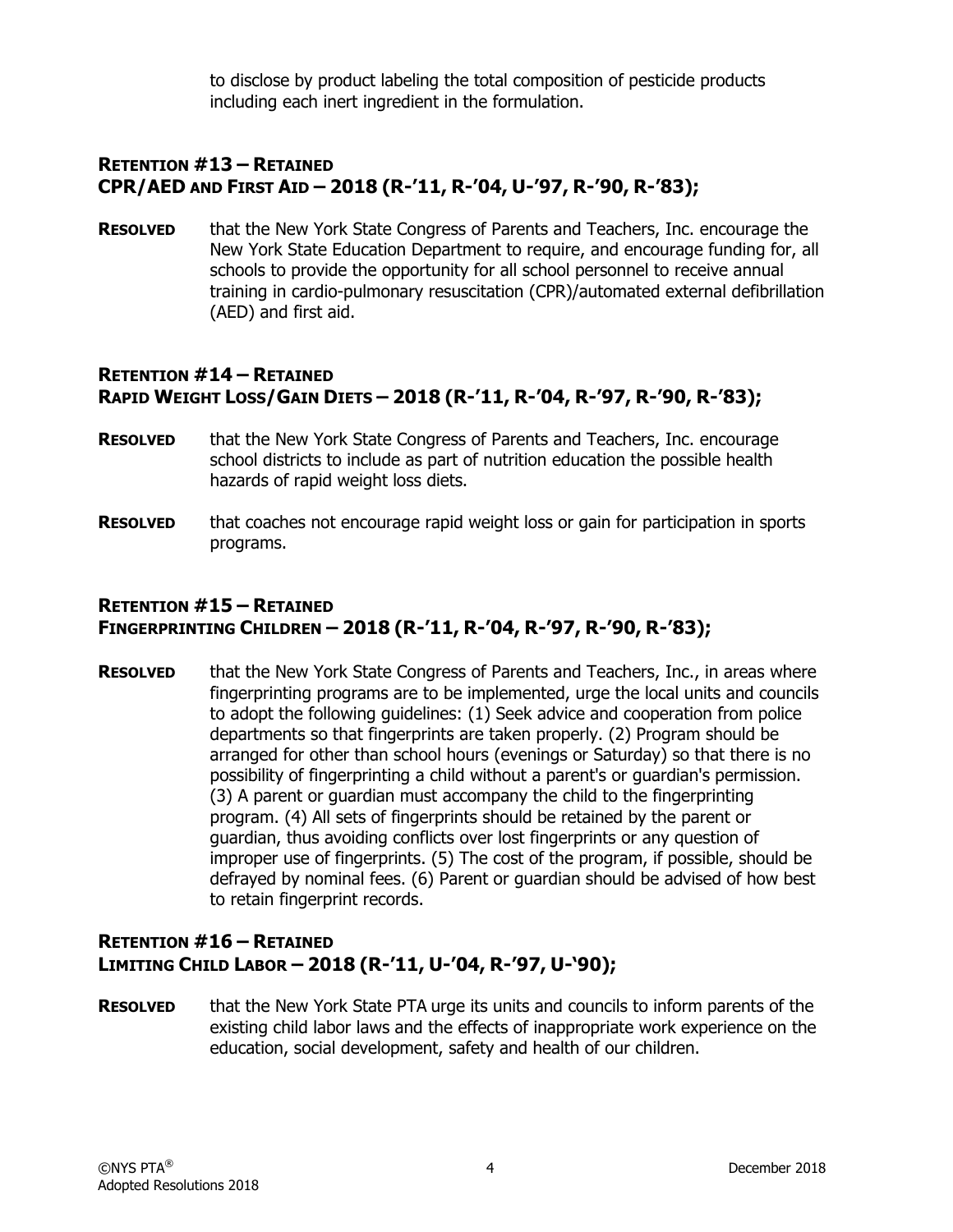to disclose by product labeling the total composition of pesticide products including each inert ingredient in the formulation.

## RETENTION #13 – RETAINED
## CPR/AED AND FIRST AID – 2018 (R-'11, R-'04, U-'97, R-'90, R-'83);

**RESOLVED** that the New York State Congress of Parents and Teachers, Inc. encourage the New York State Education Department to require, and encourage funding for, all schools to provide the opportunity for all school personnel to receive annual training in cardio-pulmonary resuscitation (CPR)/automated external defibrillation (AED) and first aid.

## RETENTION #14 – RETAINED
## RAPID WEIGHT LOSS/GAIN DIETS – 2018 (R-'11, R-'04, R-'97, R-'90, R-'83);

**RESOLVED** that the New York State Congress of Parents and Teachers, Inc. encourage school districts to include as part of nutrition education the possible health hazards of rapid weight loss diets.

**RESOLVED** that coaches not encourage rapid weight loss or gain for participation in sports programs.

## RETENTION #15 – RETAINED
## FINGERPRINTING CHILDREN – 2018 (R-'11, R-'04, R-'97, R-'90, R-'83);

**RESOLVED** that the New York State Congress of Parents and Teachers, Inc., in areas where fingerprinting programs are to be implemented, urge the local units and councils to adopt the following guidelines: (1) Seek advice and cooperation from police departments so that fingerprints are taken properly. (2) Program should be arranged for other than school hours (evenings or Saturday) so that there is no possibility of fingerprinting a child without a parent's or guardian's permission. (3) A parent or guardian must accompany the child to the fingerprinting program. (4) All sets of fingerprints should be retained by the parent or guardian, thus avoiding conflicts over lost fingerprints or any question of improper use of fingerprints. (5) The cost of the program, if possible, should be defrayed by nominal fees. (6) Parent or guardian should be advised of how best to retain fingerprint records.

## RETENTION #16 – RETAINED
## LIMITING CHILD LABOR – 2018 (R-'11, U-'04, R-'97, U-'90);

**RESOLVED** that the New York State PTA urge its units and councils to inform parents of the existing child labor laws and the effects of inappropriate work experience on the education, social development, safety and health of our children.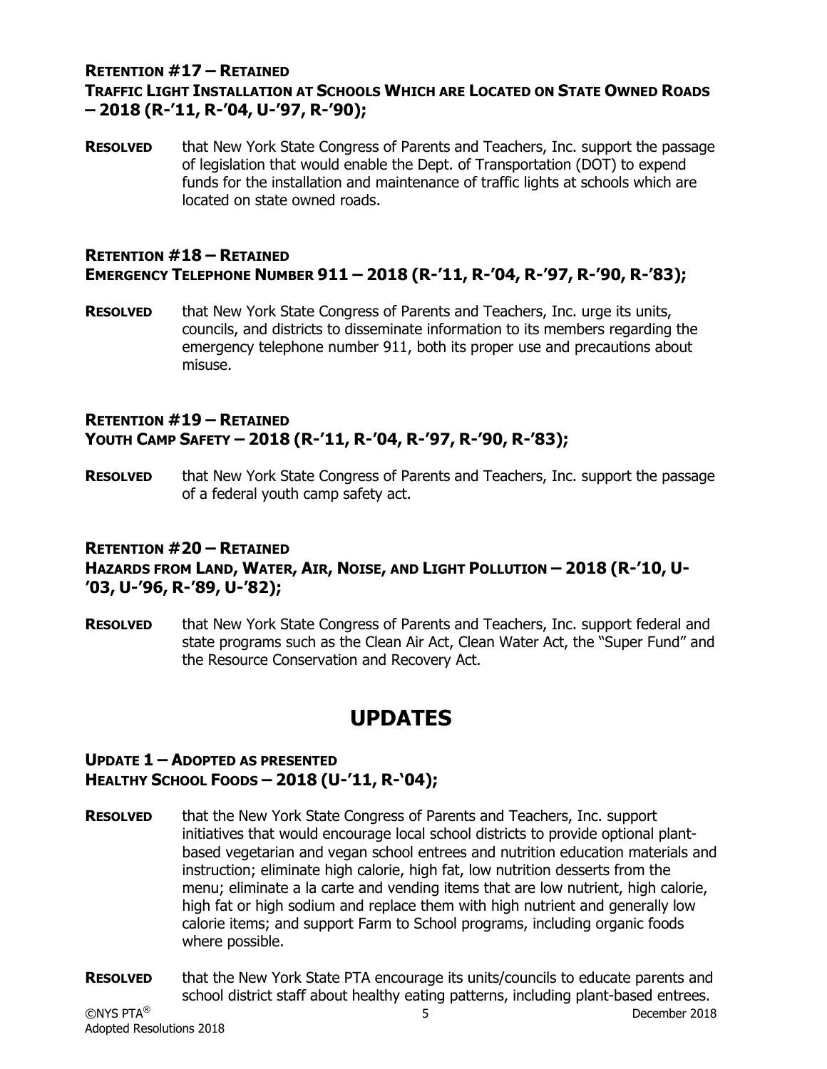**RETENTION #17 – RETAINED**
**TRAFFIC LIGHT INSTALLATION AT SCHOOLS WHICH ARE LOCATED ON STATE OWNED ROADS – 2018 (R-'11, R-'04, U-'97, R-'90);**

**RESOLVED** that New York State Congress of Parents and Teachers, Inc. support the passage of legislation that would enable the Dept. of Transportation (DOT) to expend funds for the installation and maintenance of traffic lights at schools which are located on state owned roads.

**RETENTION #18 – RETAINED**
**EMERGENCY TELEPHONE NUMBER 911 – 2018 (R-'11, R-'04, R-'97, R-'90, R-'83);**

**RESOLVED** that New York State Congress of Parents and Teachers, Inc. urge its units, councils, and districts to disseminate information to its members regarding the emergency telephone number 911, both its proper use and precautions about misuse.

**RETENTION #19 – RETAINED**
**YOUTH CAMP SAFETY – 2018 (R-'11, R-'04, R-'97, R-'90, R-'83);**

**RESOLVED** that New York State Congress of Parents and Teachers, Inc. support the passage of a federal youth camp safety act.

**RETENTION #20 – RETAINED**
**HAZARDS FROM LAND, WATER, AIR, NOISE, AND LIGHT POLLUTION – 2018 (R-'10, U-'03, U-'96, R-'89, U-'82);**

**RESOLVED** that New York State Congress of Parents and Teachers, Inc. support federal and state programs such as the Clean Air Act, Clean Water Act, the "Super Fund" and the Resource Conservation and Recovery Act.

# UPDATES

**UPDATE 1 – ADOPTED AS PRESENTED**
**HEALTHY SCHOOL FOODS – 2018 (U-'11, R-'04);**

**RESOLVED** that the New York State Congress of Parents and Teachers, Inc. support initiatives that would encourage local school districts to provide optional plant-based vegetarian and vegan school entrees and nutrition education materials and instruction; eliminate high calorie, high fat, low nutrition desserts from the menu; eliminate a la carte and vending items that are low nutrient, high calorie, high fat or high sodium and replace them with high nutrient and generally low calorie items; and support Farm to School programs, including organic foods where possible.

**RESOLVED** that the New York State PTA encourage its units/councils to educate parents and school district staff about healthy eating patterns, including plant-based entrees.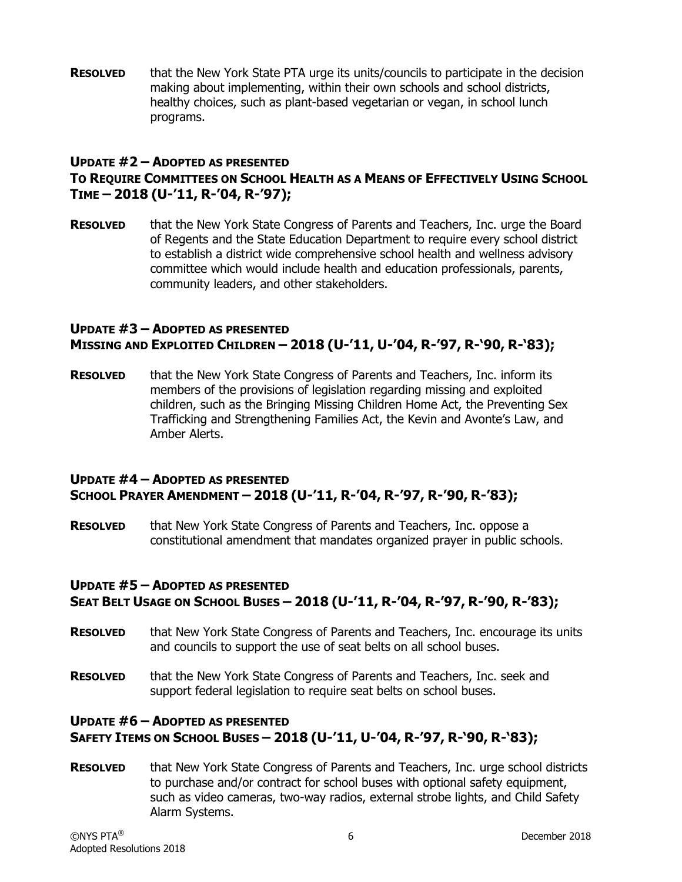**Resolved** that the New York State PTA urge its units/councils to participate in the decision making about implementing, within their own schools and school districts, healthy choices, such as plant-based vegetarian or vegan, in school lunch programs.

## Update #2 – Adopted as presented
## To Require Committees on School Health as a Means of Effectively Using School Time – 2018 (U-'11, R-'04, R-'97);

**Resolved** that the New York State Congress of Parents and Teachers, Inc. urge the Board of Regents and the State Education Department to require every school district to establish a district wide comprehensive school health and wellness advisory committee which would include health and education professionals, parents, community leaders, and other stakeholders.

## Update #3 – Adopted as presented
## Missing and Exploited Children – 2018 (U-'11, U-'04, R-'97, R-'90, R-'83);

**Resolved** that the New York State Congress of Parents and Teachers, Inc. inform its members of the provisions of legislation regarding missing and exploited children, such as the Bringing Missing Children Home Act, the Preventing Sex Trafficking and Strengthening Families Act, the Kevin and Avonte's Law, and Amber Alerts.

## Update #4 – Adopted as presented
## School Prayer Amendment – 2018 (U-'11, R-'04, R-'97, R-'90, R-'83);

**Resolved** that New York State Congress of Parents and Teachers, Inc. oppose a constitutional amendment that mandates organized prayer in public schools.

## Update #5 – Adopted as presented
## Seat Belt Usage on School Buses – 2018 (U-'11, R-'04, R-'97, R-'90, R-'83);

**Resolved** that New York State Congress of Parents and Teachers, Inc. encourage its units and councils to support the use of seat belts on all school buses.

**Resolved** that the New York State Congress of Parents and Teachers, Inc. seek and support federal legislation to require seat belts on school buses.

## Update #6 – Adopted as presented
## Safety Items on School Buses – 2018 (U-'11, U-'04, R-'97, R-'90, R-'83);

**Resolved** that New York State Congress of Parents and Teachers, Inc. urge school districts to purchase and/or contract for school buses with optional safety equipment, such as video cameras, two-way radios, external strobe lights, and Child Safety Alarm Systems.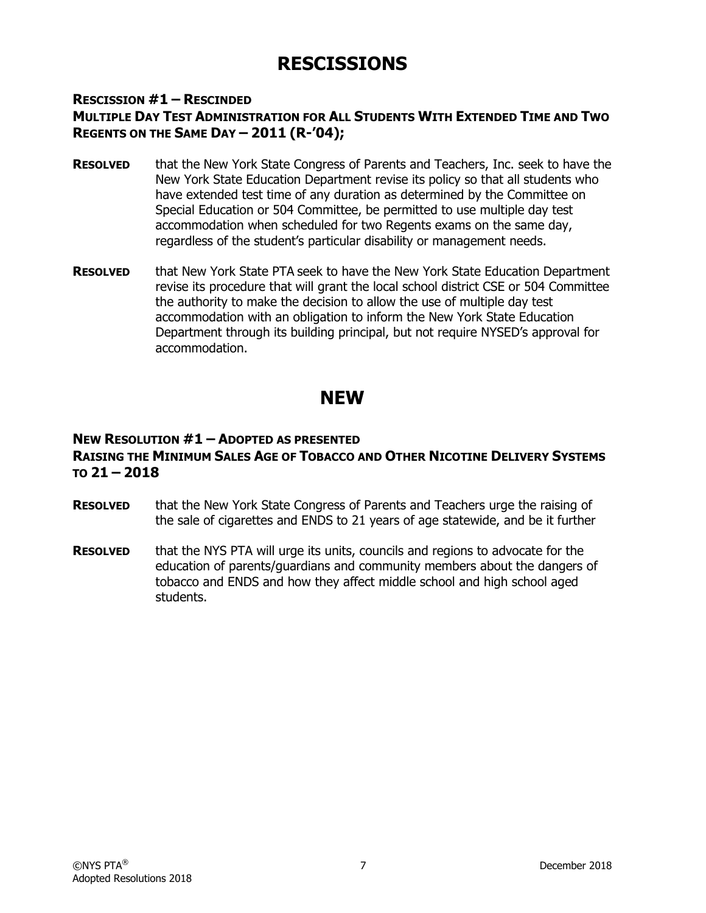# RESCISSIONS

### RESCISSION #1 – RESCINDED
### MULTIPLE DAY TEST ADMINISTRATION FOR ALL STUDENTS WITH EXTENDED TIME AND TWO REGENTS ON THE SAME DAY – 2011 (R-'04);

**RESOLVED** that the New York State Congress of Parents and Teachers, Inc. seek to have the New York State Education Department revise its policy so that all students who have extended test time of any duration as determined by the Committee on Special Education or 504 Committee, be permitted to use multiple day test accommodation when scheduled for two Regents exams on the same day, regardless of the student's particular disability or management needs.

**RESOLVED** that New York State PTA seek to have the New York State Education Department revise its procedure that will grant the local school district CSE or 504 Committee the authority to make the decision to allow the use of multiple day test accommodation with an obligation to inform the New York State Education Department through its building principal, but not require NYSED's approval for accommodation.

# NEW

### NEW RESOLUTION #1 – ADOPTED AS PRESENTED
### RAISING THE MINIMUM SALES AGE OF TOBACCO AND OTHER NICOTINE DELIVERY SYSTEMS TO 21 – 2018

**RESOLVED** that the New York State Congress of Parents and Teachers urge the raising of the sale of cigarettes and ENDS to 21 years of age statewide, and be it further

**RESOLVED** that the NYS PTA will urge its units, councils and regions to advocate for the education of parents/guardians and community members about the dangers of tobacco and ENDS and how they affect middle school and high school aged students.